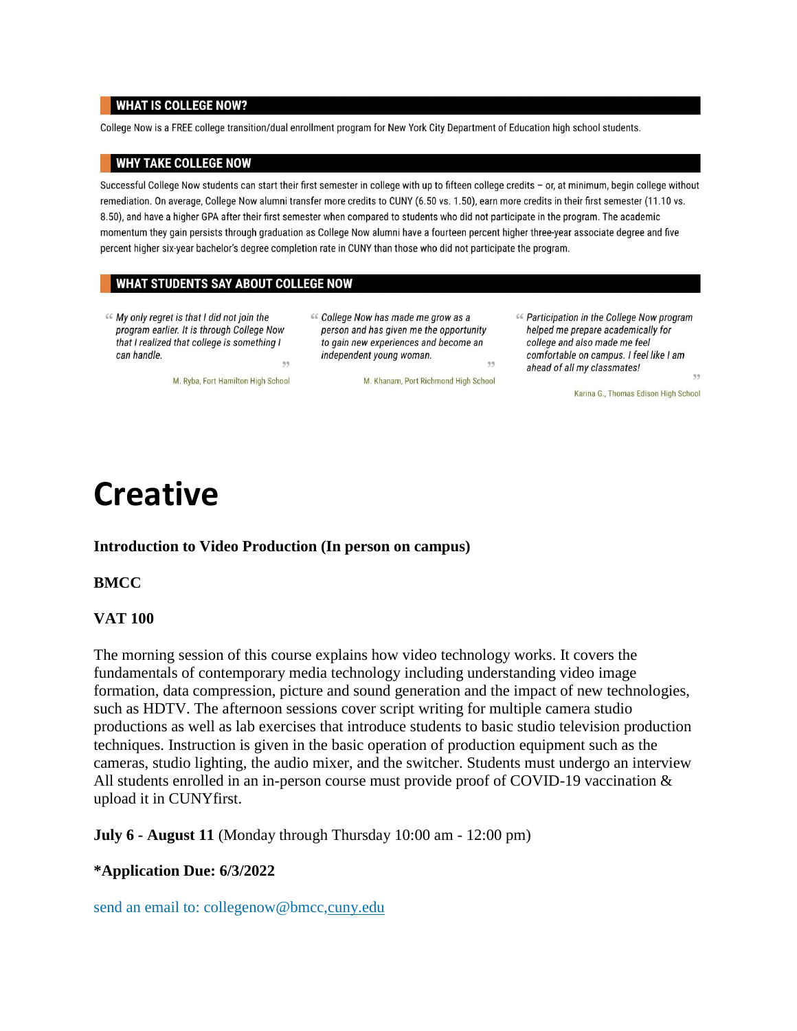## WHAT IS COLLEGE NOW?

College Now is a FREE college transition/dual enrollment program for New York City Department of Education high school students.

## WHY TAKE COLLEGE NOW

Successful College Now students can start their first semester in college with up to fifteen college credits – or, at minimum, begin college without remediation. On average, College Now alumni transfer more credits to CUNY (6.50 vs. 1.50), earn more credits in their first semester (11.10 vs. 8.50), and have a higher GPA after their first semester when compared to students who did not participate in the program. The academic momentum they gain persists through graduation as College Now alumni have a fourteen percent higher three-year associate degree and five percent higher six-year bachelor's degree completion rate in CUNY than those who did not participate the program.

## WHAT STUDENTS SAY ABOUT COLLEGE NOW

> *My only regret is that I did not join the program earlier. It is through College Now that I realized that college is something I can handle.*
>
> M. Ryba, Fort Hamilton High School

> *College Now has made me grow as a person and has given me the opportunity to gain new experiences and become an independent young woman.*
>
> M. Khanam, Port Richmond High School

> *Participation in the College Now program helped me prepare academically for college and also made me feel comfortable on campus. I feel like I am ahead of all my classmates!*
>
> Karina G., Thomas Edison High School

# Creative

**Introduction to Video Production (In person on campus)**

**BMCC**

**VAT 100**

The morning session of this course explains how video technology works. It covers the fundamentals of contemporary media technology including understanding video image formation, data compression, picture and sound generation and the impact of new technologies, such as HDTV. The afternoon sessions cover script writing for multiple camera studio productions as well as lab exercises that introduce students to basic studio television production techniques. Instruction is given in the basic operation of production equipment such as the cameras, studio lighting, the audio mixer, and the switcher. Students must undergo an interview All students enrolled in an in-person course must provide proof of COVID-19 vaccination & upload it in CUNYfirst.

**July 6 - August 11** (Monday through Thursday 10:00 am - 12:00 pm)

***Application Due: 6/3/2022**

send an email to: collegenow@bmcc,cuny.edu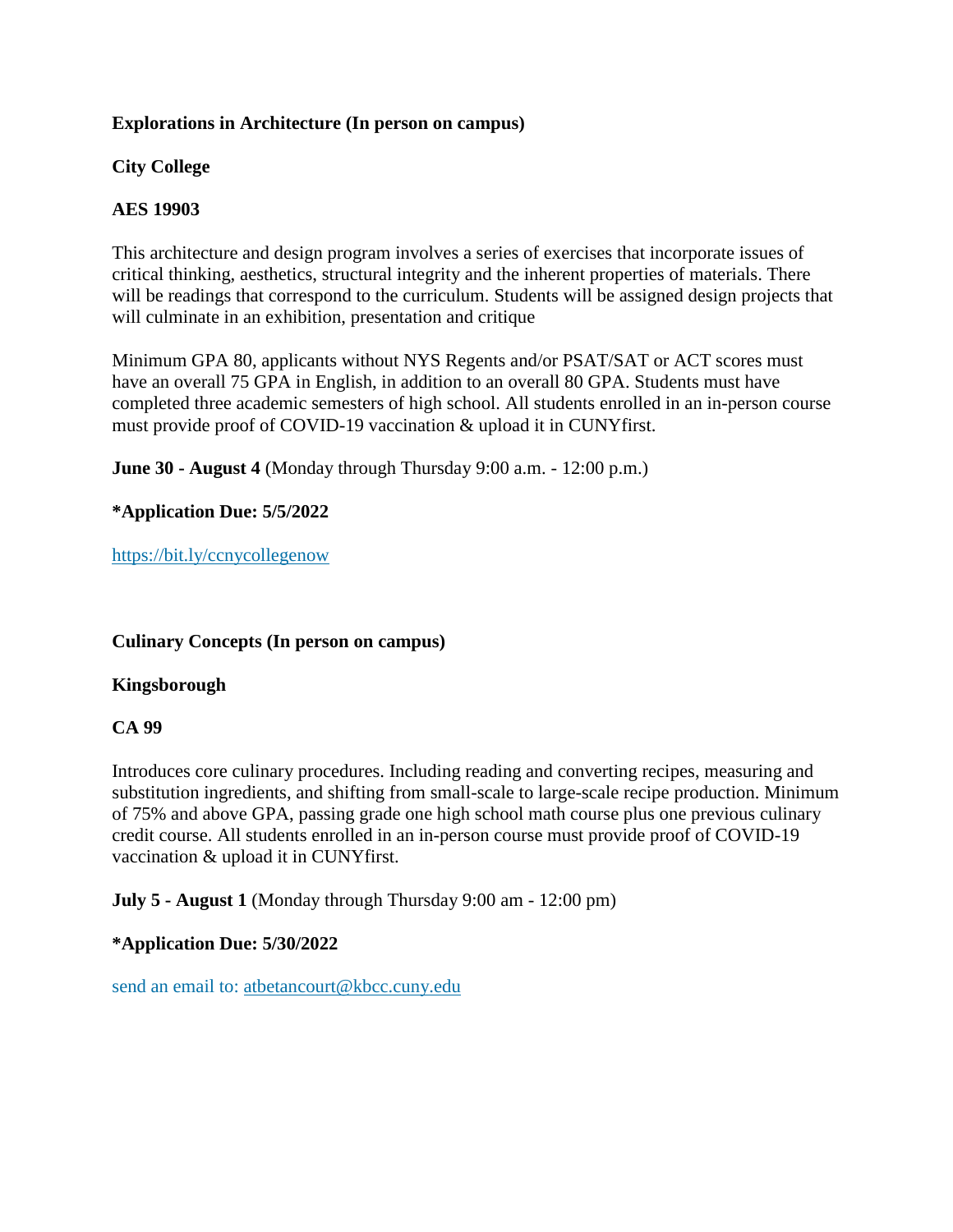**Explorations in Architecture (In person on campus)**

**City College**

**AES 19903**

This architecture and design program involves a series of exercises that incorporate issues of critical thinking, aesthetics, structural integrity and the inherent properties of materials. There will be readings that correspond to the curriculum. Students will be assigned design projects that will culminate in an exhibition, presentation and critique

Minimum GPA 80, applicants without NYS Regents and/or PSAT/SAT or ACT scores must have an overall 75 GPA in English, in addition to an overall 80 GPA. Students must have completed three academic semesters of high school. All students enrolled in an in-person course must provide proof of COVID-19 vaccination & upload it in CUNYfirst.

**June 30 - August 4** (Monday through Thursday 9:00 a.m. - 12:00 p.m.)

**\*Application Due: 5/5/2022**

https://bit.ly/ccnycollegenow

**Culinary Concepts (In person on campus)**

**Kingsborough**

**CA 99**

Introduces core culinary procedures. Including reading and converting recipes, measuring and substitution ingredients, and shifting from small-scale to large-scale recipe production. Minimum of 75% and above GPA, passing grade one high school math course plus one previous culinary credit course. All students enrolled in an in-person course must provide proof of COVID-19 vaccination & upload it in CUNYfirst.

**July 5 - August 1** (Monday through Thursday 9:00 am - 12:00 pm)

**\*Application Due: 5/30/2022**

send an email to: atbetancourt@kbcc.cuny.edu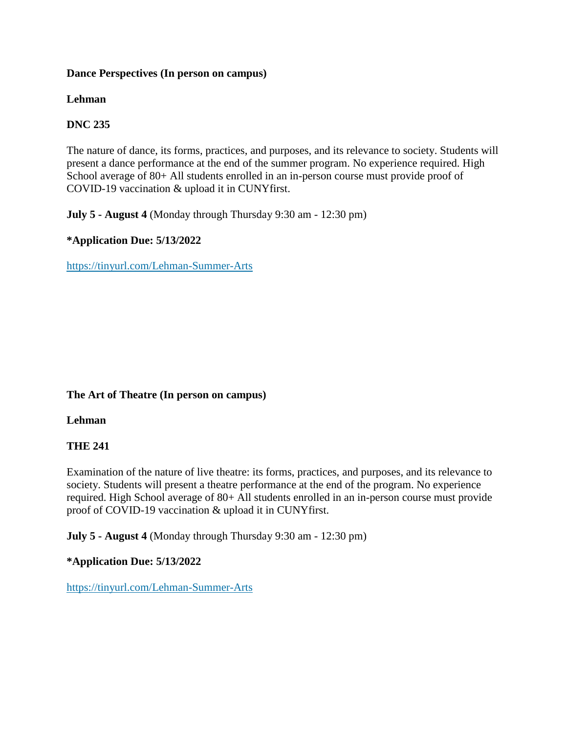**Dance Perspectives (In person on campus)**

**Lehman**

**DNC 235**

The nature of dance, its forms, practices, and purposes, and its relevance to society. Students will present a dance performance at the end of the summer program. No experience required. High School average of 80+ All students enrolled in an in-person course must provide proof of COVID-19 vaccination & upload it in CUNYfirst.

**July 5 - August 4** (Monday through Thursday 9:30 am - 12:30 pm)

**\*Application Due: 5/13/2022**

https://tinyurl.com/Lehman-Summer-Arts

**The Art of Theatre (In person on campus)**

**Lehman**

**THE 241**

Examination of the nature of live theatre: its forms, practices, and purposes, and its relevance to society. Students will present a theatre performance at the end of the program. No experience required. High School average of 80+ All students enrolled in an in-person course must provide proof of COVID-19 vaccination & upload it in CUNYfirst.

**July 5 - August 4** (Monday through Thursday 9:30 am - 12:30 pm)

**\*Application Due: 5/13/2022**

https://tinyurl.com/Lehman-Summer-Arts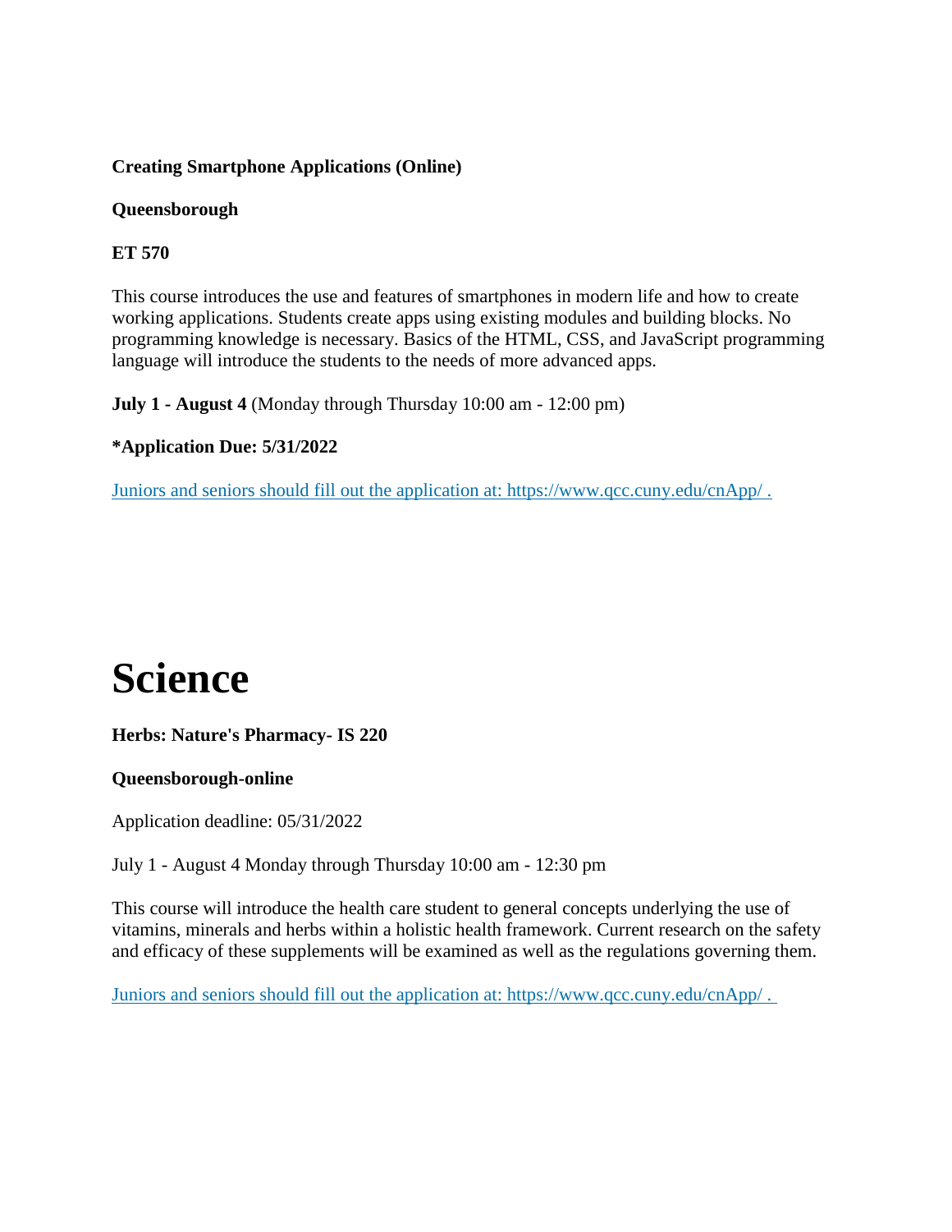**Creating Smartphone Applications (Online)**

**Queensborough**

**ET 570**

This course introduces the use and features of smartphones in modern life and how to create working applications. Students create apps using existing modules and building blocks. No programming knowledge is necessary. Basics of the HTML, CSS, and JavaScript programming language will introduce the students to the needs of more advanced apps.

**July 1 - August 4** (Monday through Thursday 10:00 am - 12:00 pm)

***Application Due: 5/31/2022**

[Juniors and seniors should fill out the application at: https://www.qcc.cuny.edu/cnApp/ .](https://www.qcc.cuny.edu/cnApp/)

# Science

**Herbs: Nature's Pharmacy- IS 220**

**Queensborough-online**

Application deadline: 05/31/2022

July 1 - August 4 Monday through Thursday 10:00 am - 12:30 pm

This course will introduce the health care student to general concepts underlying the use of vitamins, minerals and herbs within a holistic health framework. Current research on the safety and efficacy of these supplements will be examined as well as the regulations governing them.

[Juniors and seniors should fill out the application at: https://www.qcc.cuny.edu/cnApp/ .](https://www.qcc.cuny.edu/cnApp/)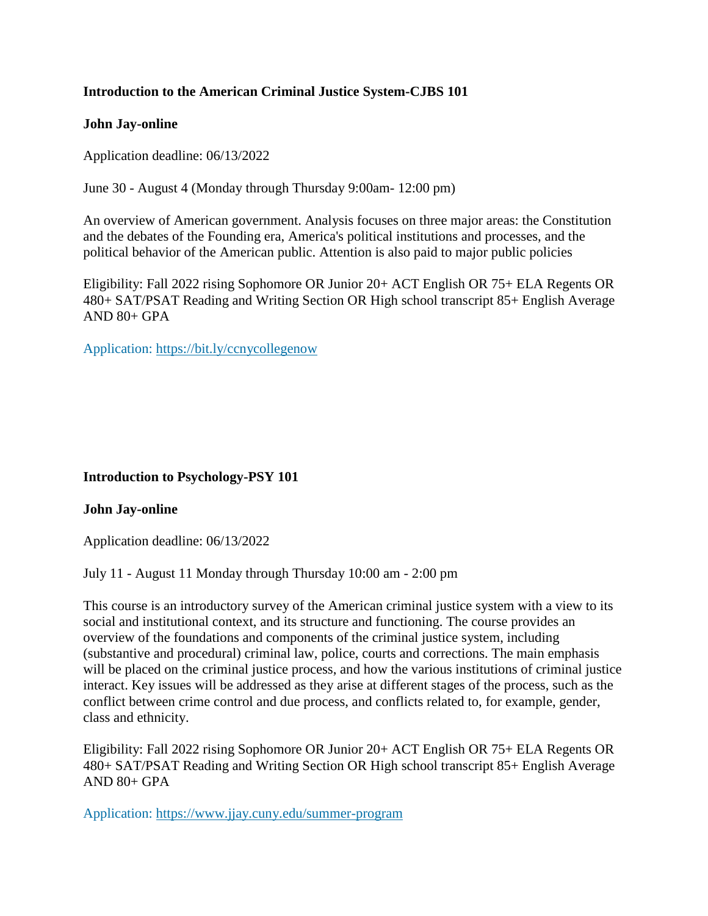**Introduction to the American Criminal Justice System-CJBS 101**

**John Jay-online**

Application deadline: 06/13/2022

June 30 - August 4 (Monday through Thursday 9:00am- 12:00 pm)

An overview of American government. Analysis focuses on three major areas: the Constitution and the debates of the Founding era, America's political institutions and processes, and the political behavior of the American public. Attention is also paid to major public policies

Eligibility: Fall 2022 rising Sophomore OR Junior 20+ ACT English OR 75+ ELA Regents OR 480+ SAT/PSAT Reading and Writing Section OR High school transcript 85+ English Average AND 80+ GPA

Application: https://bit.ly/ccnycollegenow

**Introduction to Psychology-PSY 101**

**John Jay-online**

Application deadline: 06/13/2022

July 11 - August 11 Monday through Thursday 10:00 am - 2:00 pm

This course is an introductory survey of the American criminal justice system with a view to its social and institutional context, and its structure and functioning. The course provides an overview of the foundations and components of the criminal justice system, including (substantive and procedural) criminal law, police, courts and corrections. The main emphasis will be placed on the criminal justice process, and how the various institutions of criminal justice interact. Key issues will be addressed as they arise at different stages of the process, such as the conflict between crime control and due process, and conflicts related to, for example, gender, class and ethnicity.

Eligibility: Fall 2022 rising Sophomore OR Junior 20+ ACT English OR 75+ ELA Regents OR 480+ SAT/PSAT Reading and Writing Section OR High school transcript 85+ English Average AND 80+ GPA

Application: https://www.jjay.cuny.edu/summer-program